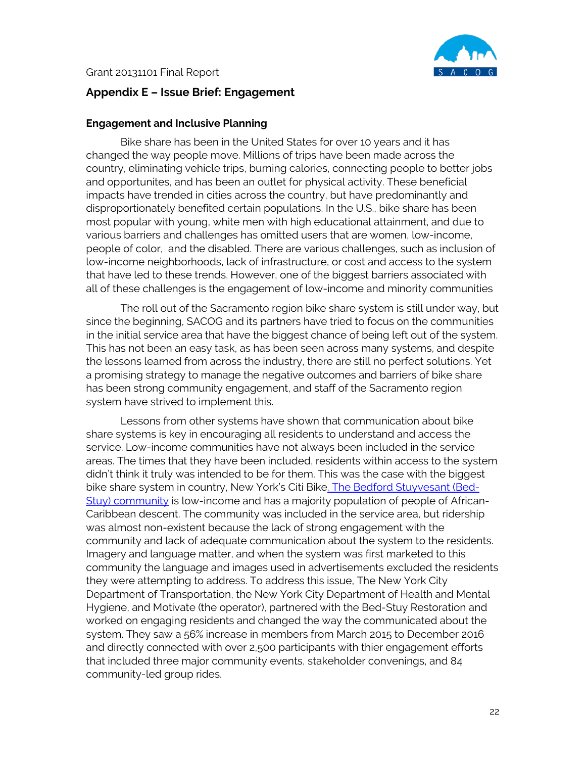Grant 20131101 Final Report

## Appendix E – Issue Brief: Engagement

### Engagement and Inclusive Planning

Bike share has been in the United States for over 10 years and it has changed the way people move. Millions of trips have been made across the country, eliminating vehicle trips, burning calories, connecting people to better jobs and opportunites, and has been an outlet for physical activity. These beneficial impacts have trended in cities across the country, but have predominantly and disproportionately benefited certain populations. In the U.S., bike share has been most popular with young, white men with high educational attainment, and due to various barriers and challenges has omitted users that are women, low-income, people of color, and the disabled. There are various challenges, such as inclusion of low-income neighborhoods, lack of infrastructure, or cost and access to the system that have led to these trends. However, one of the biggest barriers associated with all of these challenges is the engagement of low-income and minority communities

The roll out of the Sacramento region bike share system is still under way, but since the beginning, SACOG and its partners have tried to focus on the communities in the initial service area that have the biggest chance of being left out of the system. This has not been an easy task, as has been seen across many systems, and despite the lessons learned from across the industry, there are still no perfect solutions. Yet a promising strategy to manage the negative outcomes and barriers of bike share has been strong community engagement, and staff of the Sacramento region system have strived to implement this.

Lessons from other systems have shown that communication about bike share systems is key in encouraging all residents to understand and access the service. Low-income communities have not always been included in the service areas. The times that they have been included, residents within access to the system didn't think it truly was intended to be for them. This was the case with the biggest bike share system in country, New York's Citi Bike. The Bedford Stuyvesant (Bed-Stuy) community is low-income and has a majority population of people of African-Caribbean descent. The community was included in the service area, but ridership was almost non-existent because the lack of strong engagement with the community and lack of adequate communication about the system to the residents. Imagery and language matter, and when the system was first marketed to this community the language and images used in advertisements excluded the residents they were attempting to address. To address this issue, The New York City Department of Transportation, the New York City Department of Health and Mental Hygiene, and Motivate (the operator), partnered with the Bed-Stuy Restoration and worked on engaging residents and changed the way the communicated about the system. They saw a 56% increase in members from March 2015 to December 2016 and directly connected with over 2,500 participants with thier engagement efforts that included three major community events, stakeholder convenings, and 84 community-led group rides.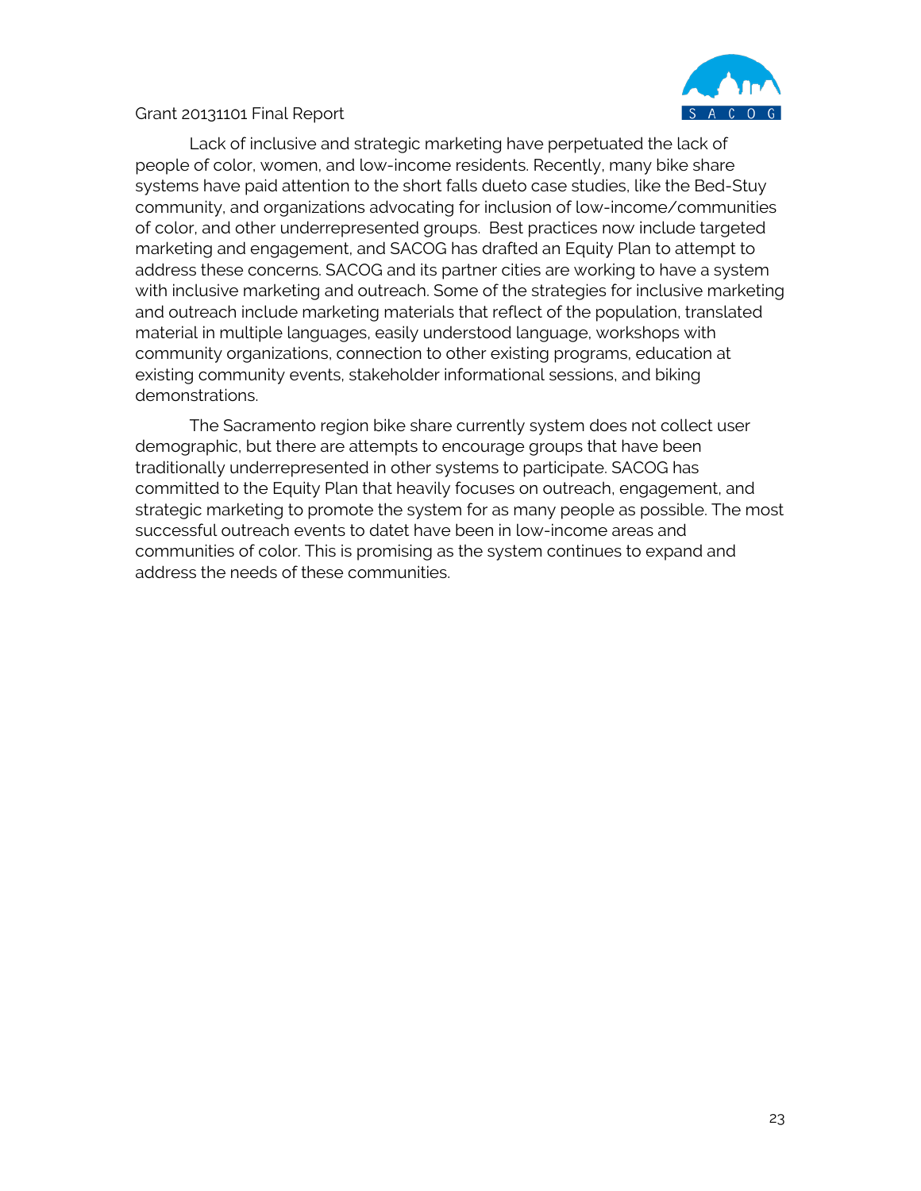Lack of inclusive and strategic marketing have perpetuated the lack of people of color, women, and low-income residents. Recently, many bike share systems have paid attention to the short falls dueto case studies, like the Bed-Stuy community, and organizations advocating for inclusion of low-income/communities of color, and other underrepresented groups. Best practices now include targeted marketing and engagement, and SACOG has drafted an Equity Plan to attempt to address these concerns. SACOG and its partner cities are working to have a system with inclusive marketing and outreach. Some of the strategies for inclusive marketing and outreach include marketing materials that reflect of the population, translated material in multiple languages, easily understood language, workshops with community organizations, connection to other existing programs, education at existing community events, stakeholder informational sessions, and biking demonstrations.

The Sacramento region bike share currently system does not collect user demographic, but there are attempts to encourage groups that have been traditionally underrepresented in other systems to participate. SACOG has committed to the Equity Plan that heavily focuses on outreach, engagement, and strategic marketing to promote the system for as many people as possible. The most successful outreach events to datet have been in low-income areas and communities of color. This is promising as the system continues to expand and address the needs of these communities.